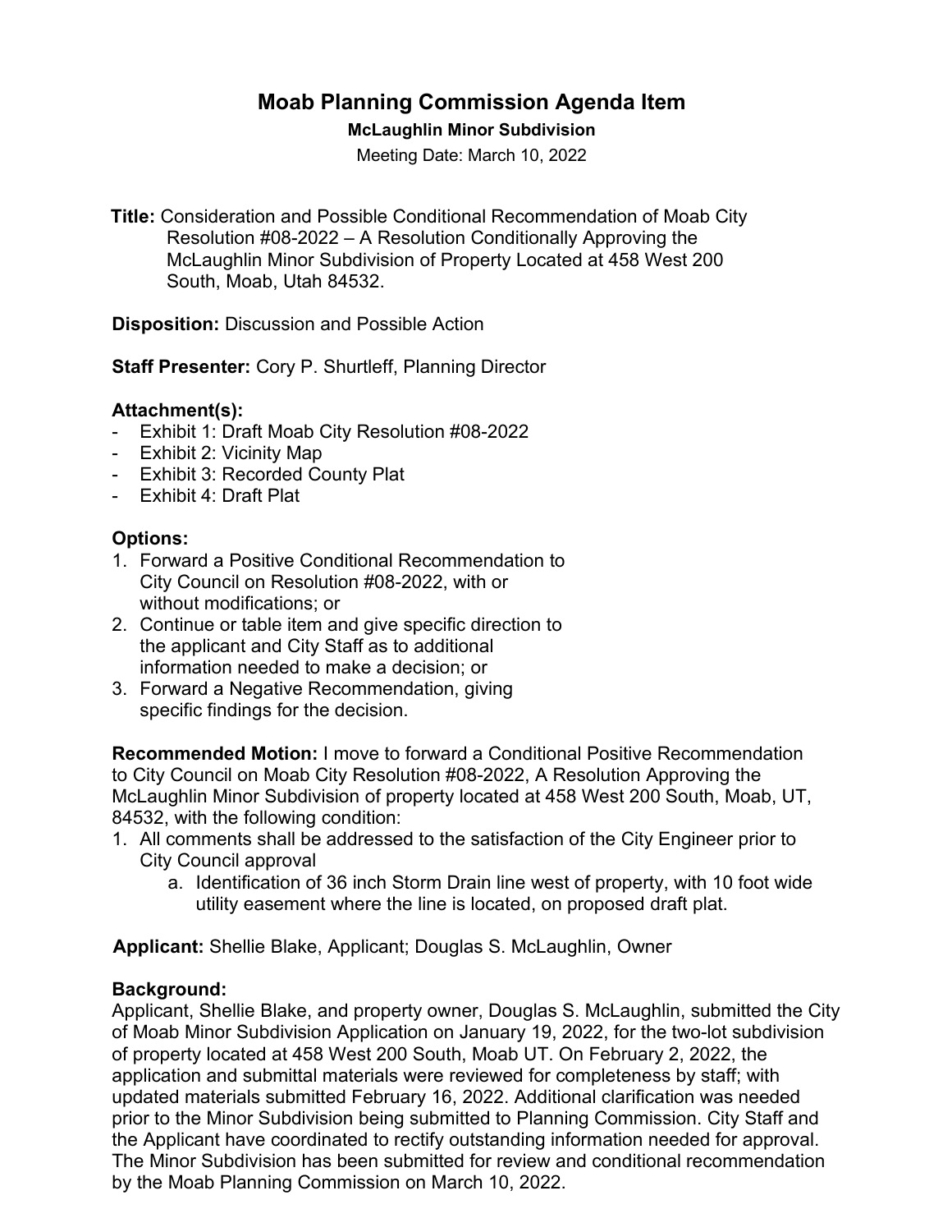# Moab Planning Commission Agenda Item

**McLaughlin Minor Subdivision**

Meeting Date: March 10, 2022

**Title:** Consideration and Possible Conditional Recommendation of Moab City Resolution #08-2022 – A Resolution Conditionally Approving the McLaughlin Minor Subdivision of Property Located at 458 West 200 South, Moab, Utah 84532.

**Disposition:** Discussion and Possible Action

**Staff Presenter:** Cory P. Shurtleff, Planning Director

## Attachment(s):

- Exhibit 1: Draft Moab City Resolution #08-2022
- Exhibit 2: Vicinity Map
- Exhibit 3: Recorded County Plat
- Exhibit 4: Draft Plat

## Options:

1. Forward a Positive Conditional Recommendation to City Council on Resolution #08-2022, with or without modifications; or
2. Continue or table item and give specific direction to the applicant and City Staff as to additional information needed to make a decision; or
3. Forward a Negative Recommendation, giving specific findings for the decision.

**Recommended Motion:** I move to forward a Conditional Positive Recommendation to City Council on Moab City Resolution #08-2022, A Resolution Approving the McLaughlin Minor Subdivision of property located at 458 West 200 South, Moab, UT, 84532, with the following condition:

1. All comments shall be addressed to the satisfaction of the City Engineer prior to City Council approval
    a. Identification of 36 inch Storm Drain line west of property, with 10 foot wide utility easement where the line is located, on proposed draft plat.

**Applicant:** Shellie Blake, Applicant; Douglas S. McLaughlin, Owner

## Background:

Applicant, Shellie Blake, and property owner, Douglas S. McLaughlin, submitted the City of Moab Minor Subdivision Application on January 19, 2022, for the two-lot subdivision of property located at 458 West 200 South, Moab UT. On February 2, 2022, the application and submittal materials were reviewed for completeness by staff; with updated materials submitted February 16, 2022. Additional clarification was needed prior to the Minor Subdivision being submitted to Planning Commission. City Staff and the Applicant have coordinated to rectify outstanding information needed for approval. The Minor Subdivision has been submitted for review and conditional recommendation by the Moab Planning Commission on March 10, 2022.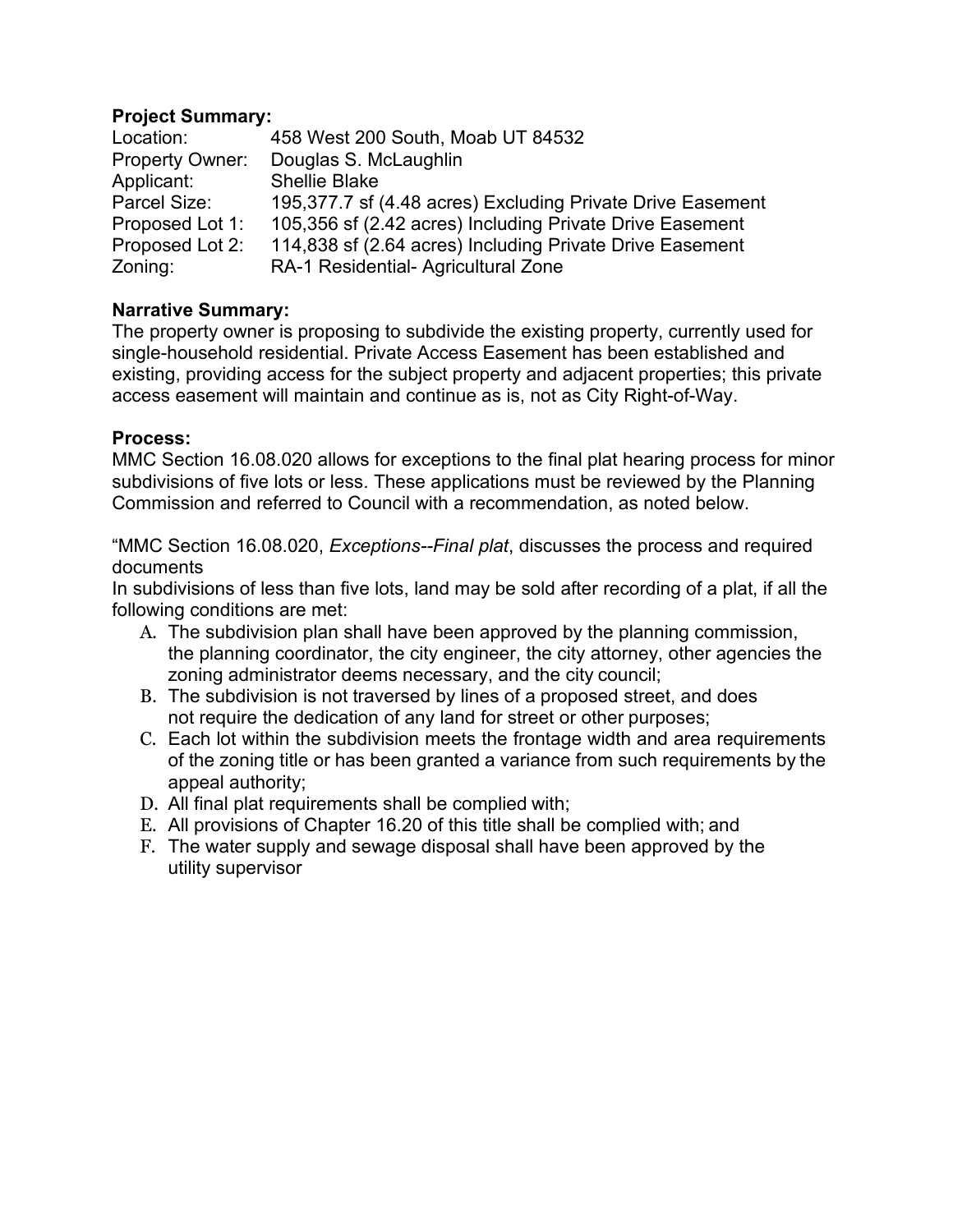**Project Summary:**

| | |
|---|---|
| Location: | 458 West 200 South, Moab UT 84532 |
| Property Owner: | Douglas S. McLaughlin |
| Applicant: | Shellie Blake |
| Parcel Size: | 195,377.7 sf (4.48 acres) Excluding Private Drive Easement |
| Proposed Lot 1: | 105,356 sf (2.42 acres) Including Private Drive Easement |
| Proposed Lot 2: | 114,838 sf (2.64 acres) Including Private Drive Easement |
| Zoning: | RA-1 Residential- Agricultural Zone |

**Narrative Summary:**

The property owner is proposing to subdivide the existing property, currently used for single-household residential. Private Access Easement has been established and existing, providing access for the subject property and adjacent properties; this private access easement will maintain and continue as is, not as City Right-of-Way.

**Process:**

MMC Section 16.08.020 allows for exceptions to the final plat hearing process for minor subdivisions of five lots or less. These applications must be reviewed by the Planning Commission and referred to Council with a recommendation, as noted below.

"MMC Section 16.08.020, *Exceptions--Final plat*, discusses the process and required documents

In subdivisions of less than five lots, land may be sold after recording of a plat, if all the following conditions are met:

A. The subdivision plan shall have been approved by the planning commission, the planning coordinator, the city engineer, the city attorney, other agencies the zoning administrator deems necessary, and the city council;
B. The subdivision is not traversed by lines of a proposed street, and does not require the dedication of any land for street or other purposes;
C. Each lot within the subdivision meets the frontage width and area requirements of the zoning title or has been granted a variance from such requirements by the appeal authority;
D. All final plat requirements shall be complied with;
E. All provisions of Chapter 16.20 of this title shall be complied with; and
F. The water supply and sewage disposal shall have been approved by the utility supervisor